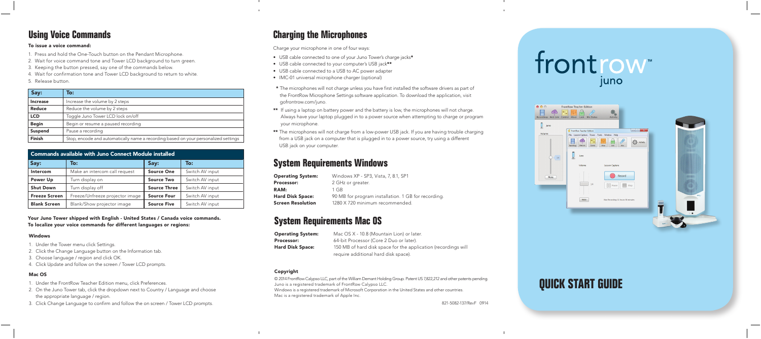## Using Voice Commands

**To issue a voice command:**

1. Press and hold the One-Touch button on the Pendant Microphone.
2. Wait for voice command tone and Tower LCD background to turn green.
3. Keeping the button pressed, say one of the commands below.
4. Wait for confirmation tone and Tower LCD background to return to white.
5. Release button.

| Say: | To: |
|---|---|
| **Increase** | Increase the volume by 2 steps |
| **Reduce** | Reduce the volume by 2 steps |
| **LCD** | Toggle Juno Tower LCD lock on/off |
| **Begin** | Begin or resume a paused recording |
| **Suspend** | Pause a recording |
| **Finish** | Stop, encode and automatically name a recording based on your personalized settings |

| Commands available with Juno Connect Module installed | | | |
|---|---|---|---|
| **Say:** | **To:** | **Say:** | **To:** |
| **Intercom** | Make an intercom call request | **Source One** | Switch AV input |
| **Power Up** | Turn display on | **Source Two** | Switch AV input |
| **Shut Down** | Turn display off | **Source Three** | Switch AV input |
| **Freeze Screen** | Freeze/Unfreeze projector image | **Source Four** | Switch AV input |
| **Blank Screen** | Blank/Show projector image | **Source Five** | Switch AV input |

**Your Juno Tower shipped with English - United States / Canada voice commands. To localize your voice commands for different languages or regions:**

### Windows

1. Under the Tower menu click Settings.
2. Click the Change Language button on the Information tab.
3. Choose language / region and click OK.
4. Click Update and follow on the screen / Tower LCD prompts.

### Mac OS

1. Under the FrontRow Teacher Edition menu, click Preferences.
2. On the Juno Tower tab, click the dropdown next to Country / Language and choose the appropriate language / region.
3. Click Change Language to confirm and follow the on screen / Tower LCD prompts.

## Charging the Microphones

Charge your microphone in one of four ways:

- USB cable connected to one of your Juno Tower's charge jacks*
- USB cable connected to your computer's USB jack**
- USB cable connected to a USB to AC power adapter
- IMC-01 universal microphone charger (optional)

\* The microphones will not charge unless you have first installed the software drivers as part of the FrontRow Microphone Settings software application. To download the application, visit gofrontrow.com/juno.

\*\* If using a laptop on battery power and the battery is low, the microphones will not charge. Always have your laptop plugged in to a power source when attempting to charge or program your microphone.

\*\* The microphones will not charge from a low-power USB jack. If you are having trouble charging from a USB jack on a computer that is plugged in to a power source, try using a different USB jack on your computer.

## System Requirements Windows

**Operating System:** Windows XP - SP3, Vista, 7, 8.1, SP1
**Processor:** 2 GHz or greater.
**RAM:** 1 GB
**Hard Disk Space:** 90 MB for program installation. 1 GB for recording.
**Screen Resolution** 1280 X 720 minimum recommended.

## System Requirements Mac OS

**Operating System:** Mac OS X - 10.8 (Mountain Lion) or later.
**Processor:** 64-bit Processor (Core 2 Duo or later).
**Hard Disk Space:** 150 MB of hard disk space for the application (recordings will require additional hard disk space).

### Copyright

© 2014 FrontRow Calypso LLC, part of the William Demant Holding Group. Patent US 7,822,212 and other patents pending.
Juno is a registered trademark of FrontRow Calypso LLC.
Windows is a registered trademark of Microsoft Corporation in the United States and other countries.
Mac is a registered trademark of Apple Inc.

821-5082-137/RevF 0914

# frontrow™ juno

## QUICK START GUIDE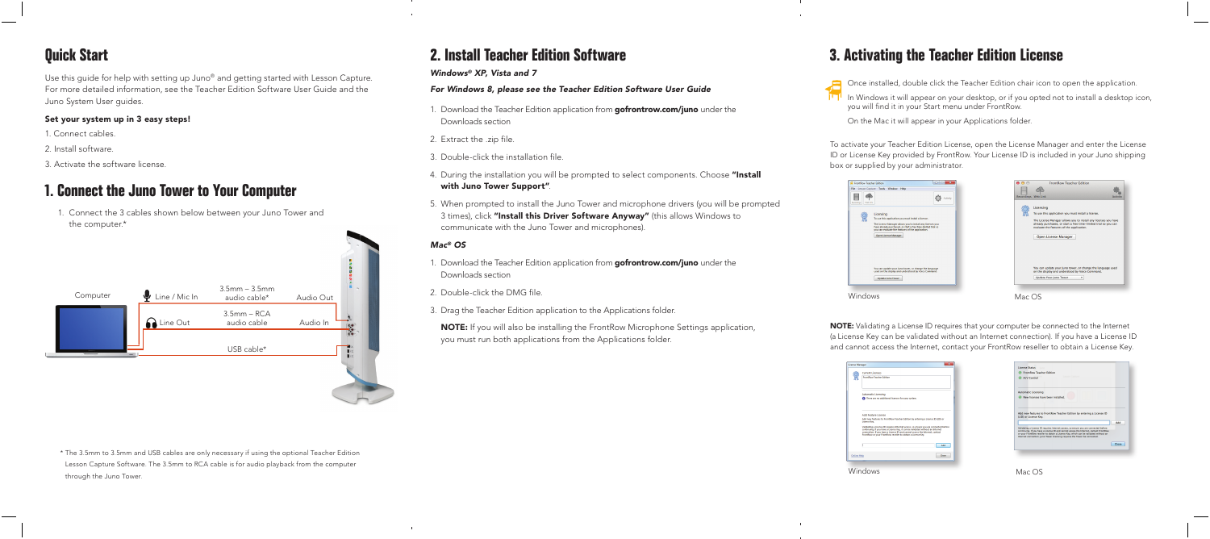# Quick Start

Use this guide for help with setting up Juno® and getting started with Lesson Capture. For more detailed information, see the Teacher Edition Software User Guide and the Juno System User guides.

**Set your system up in 3 easy steps!**

1. Connect cables.
2. Install software.
3. Activate the software license.

# 1. Connect the Juno Tower to Your Computer

1. Connect the 3 cables shown below between your Juno Tower and the computer.*

Computer

Line / Mic In

3.5mm – 3.5mm audio cable*

Audio Out

Line Out

3.5mm – RCA audio cable

Audio In

USB cable*

\* The 3.5mm to 3.5mm and USB cables are only necessary if using the optional Teacher Edition Lesson Capture Software. The 3.5mm to RCA cable is for audio playback from the computer through the Juno Tower.

# 2. Install Teacher Edition Software

***Windows® XP, Vista and 7***

***For Windows 8, please see the Teacher Edition Software User Guide***

1. Download the Teacher Edition application from **gofrontrow.com/juno** under the Downloads section
2. Extract the .zip file.
3. Double-click the installation file.
4. During the installation you will be prompted to select components. Choose **"Install with Juno Tower Support"**.
5. When prompted to install the Juno Tower and microphone drivers (you will be prompted 3 times), click **"Install this Driver Software Anyway"** (this allows Windows to communicate with the Juno Tower and microphones).

***Mac® OS***

1. Download the Teacher Edition application from **gofrontrow.com/juno** under the Downloads section
2. Double-click the DMG file.
3. Drag the Teacher Edition application to the Applications folder.

**NOTE:** If you will also be installing the FrontRow Microphone Settings application, you must run both applications from the Applications folder.

# 3. Activating the Teacher Edition License

Once installed, double click the Teacher Edition chair icon to open the application.

In Windows it will appear on your desktop, or if you opted not to install a desktop icon, you will find it in your Start menu under FrontRow.

On the Mac it will appear in your Applications folder.

To activate your Teacher Edition License, open the License Manager and enter the License ID or License Key provided by FrontRow. Your License ID is included in your Juno shipping box or supplied by your administrator.

Windows

Mac OS

**NOTE:** Validating a License ID requires that your computer be connected to the Internet (a License Key can be validated without an Internet connection). If you have a License ID and cannot access the Internet, contact your FrontRow reseller to obtain a License Key.

Windows

Mac OS